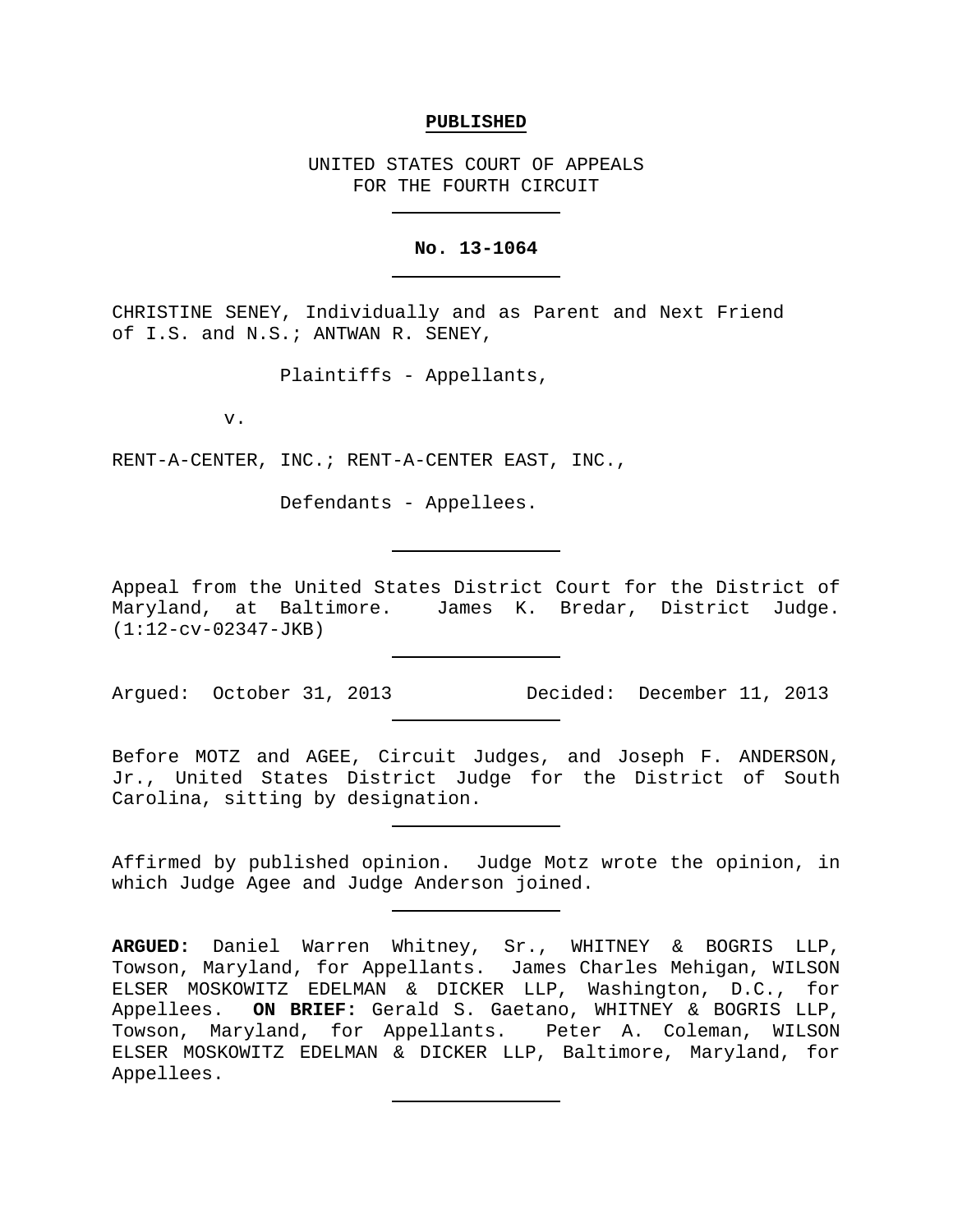**PUBLISHED**

UNITED STATES COURT OF APPEALS
FOR THE FOURTH CIRCUIT

---

**No. 13-1064**

---

CHRISTINE SENEY, Individually and as Parent and Next Friend of I.S. and N.S.; ANTWAN R. SENEY,

Plaintiffs - Appellants,

v.

RENT-A-CENTER, INC.; RENT-A-CENTER EAST, INC.,

Defendants - Appellees.

---

Appeal from the United States District Court for the District of Maryland, at Baltimore. James K. Bredar, District Judge. (1:12-cv-02347-JKB)

---

Argued: October 31, 2013 Decided: December 11, 2013

---

Before MOTZ and AGEE, Circuit Judges, and Joseph F. ANDERSON, Jr., United States District Judge for the District of South Carolina, sitting by designation.

---

Affirmed by published opinion. Judge Motz wrote the opinion, in which Judge Agee and Judge Anderson joined.

---

**ARGUED:** Daniel Warren Whitney, Sr., WHITNEY & BOGRIS LLP, Towson, Maryland, for Appellants. James Charles Mehigan, WILSON ELSER MOSKOWITZ EDELMAN & DICKER LLP, Washington, D.C., for Appellees. **ON BRIEF:** Gerald S. Gaetano, WHITNEY & BOGRIS LLP, Towson, Maryland, for Appellants. Peter A. Coleman, WILSON ELSER MOSKOWITZ EDELMAN & DICKER LLP, Baltimore, Maryland, for Appellees.

---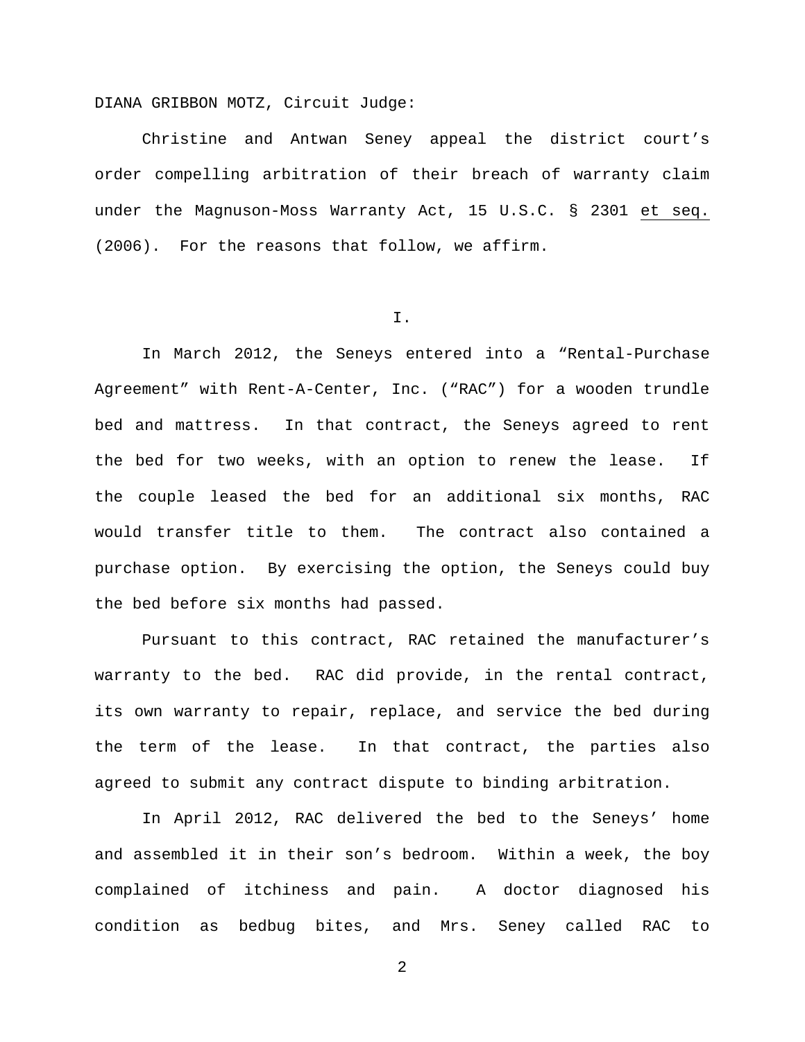DIANA GRIBBON MOTZ, Circuit Judge:

Christine and Antwan Seney appeal the district court's order compelling arbitration of their breach of warranty claim under the Magnuson-Moss Warranty Act, 15 U.S.C. § 2301 et seq. (2006). For the reasons that follow, we affirm.

## I.

In March 2012, the Seneys entered into a "Rental-Purchase Agreement" with Rent-A-Center, Inc. ("RAC") for a wooden trundle bed and mattress. In that contract, the Seneys agreed to rent the bed for two weeks, with an option to renew the lease. If the couple leased the bed for an additional six months, RAC would transfer title to them. The contract also contained a purchase option. By exercising the option, the Seneys could buy the bed before six months had passed.

Pursuant to this contract, RAC retained the manufacturer's warranty to the bed. RAC did provide, in the rental contract, its own warranty to repair, replace, and service the bed during the term of the lease. In that contract, the parties also agreed to submit any contract dispute to binding arbitration.

In April 2012, RAC delivered the bed to the Seneys' home and assembled it in their son's bedroom. Within a week, the boy complained of itchiness and pain. A doctor diagnosed his condition as bedbug bites, and Mrs. Seney called RAC to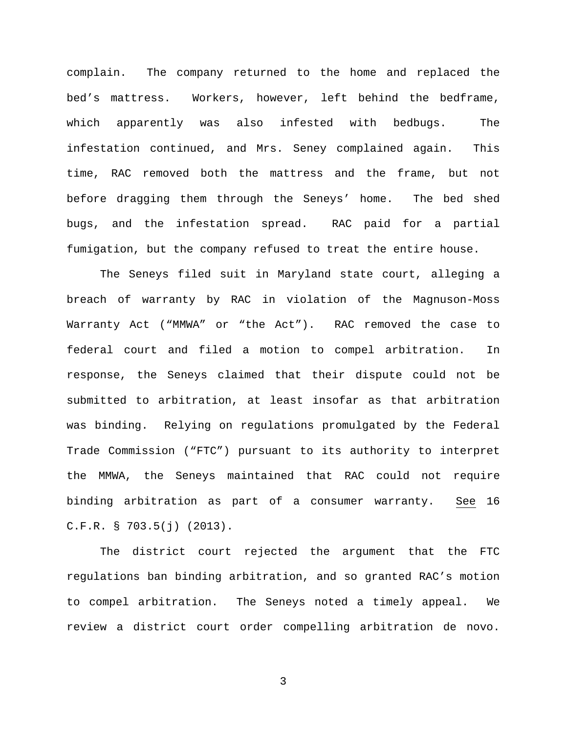complain. The company returned to the home and replaced the bed's mattress. Workers, however, left behind the bedframe, which apparently was also infested with bedbugs. The infestation continued, and Mrs. Seney complained again. This time, RAC removed both the mattress and the frame, but not before dragging them through the Seneys' home. The bed shed bugs, and the infestation spread. RAC paid for a partial fumigation, but the company refused to treat the entire house.

The Seneys filed suit in Maryland state court, alleging a breach of warranty by RAC in violation of the Magnuson-Moss Warranty Act ("MMWA" or "the Act"). RAC removed the case to federal court and filed a motion to compel arbitration. In response, the Seneys claimed that their dispute could not be submitted to arbitration, at least insofar as that arbitration was binding. Relying on regulations promulgated by the Federal Trade Commission ("FTC") pursuant to its authority to interpret the MMWA, the Seneys maintained that RAC could not require binding arbitration as part of a consumer warranty. See 16 C.F.R. § 703.5(j) (2013).

The district court rejected the argument that the FTC regulations ban binding arbitration, and so granted RAC's motion to compel arbitration. The Seneys noted a timely appeal. We review a district court order compelling arbitration de novo.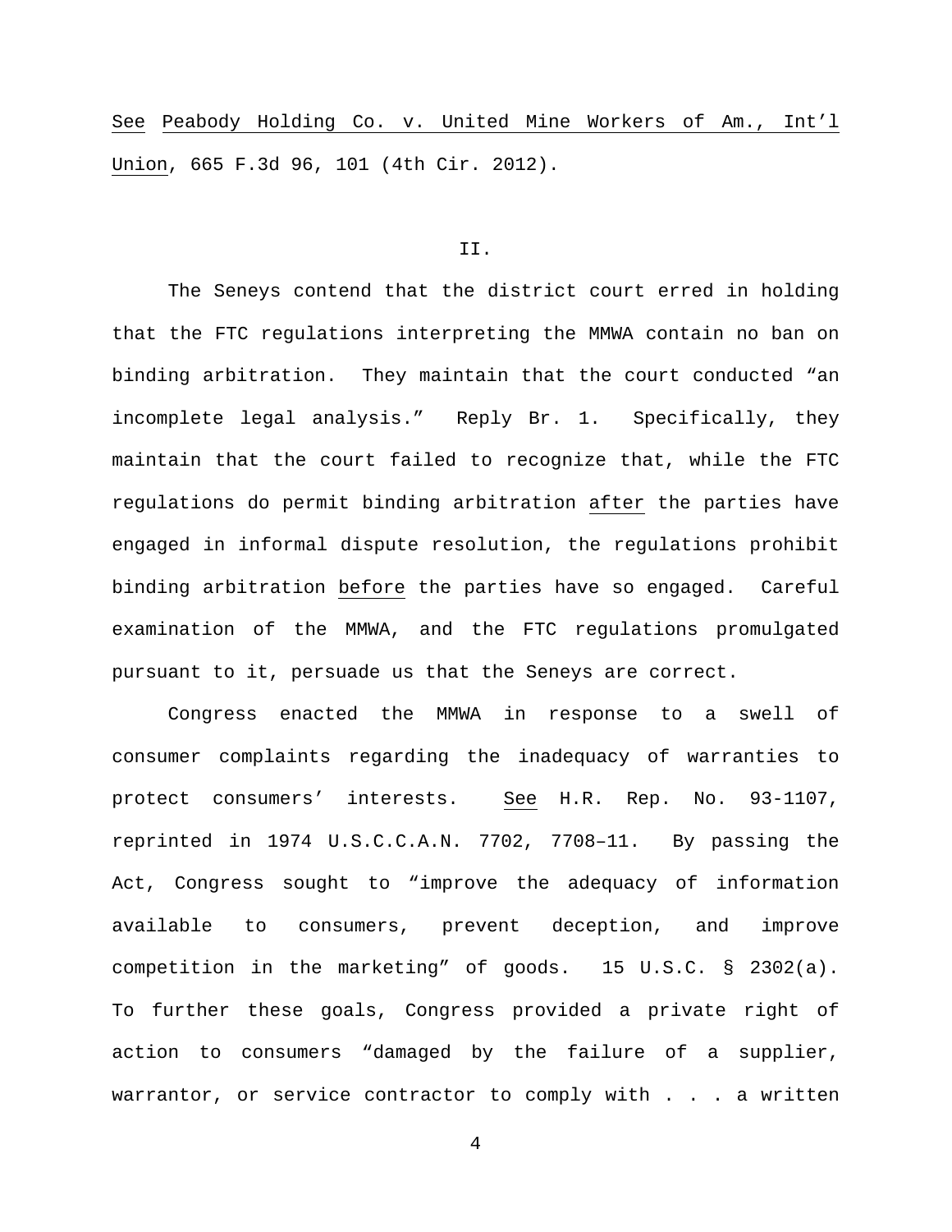See Peabody Holding Co. v. United Mine Workers of Am., Int'l Union, 665 F.3d 96, 101 (4th Cir. 2012).

II.

The Seneys contend that the district court erred in holding that the FTC regulations interpreting the MMWA contain no ban on binding arbitration. They maintain that the court conducted "an incomplete legal analysis." Reply Br. 1. Specifically, they maintain that the court failed to recognize that, while the FTC regulations do permit binding arbitration after the parties have engaged in informal dispute resolution, the regulations prohibit binding arbitration before the parties have so engaged. Careful examination of the MMWA, and the FTC regulations promulgated pursuant to it, persuade us that the Seneys are correct.

Congress enacted the MMWA in response to a swell of consumer complaints regarding the inadequacy of warranties to protect consumers' interests. See H.R. Rep. No. 93-1107, reprinted in 1974 U.S.C.C.A.N. 7702, 7708–11. By passing the Act, Congress sought to "improve the adequacy of information available to consumers, prevent deception, and improve competition in the marketing" of goods. 15 U.S.C. § 2302(a). To further these goals, Congress provided a private right of action to consumers "damaged by the failure of a supplier, warrantor, or service contractor to comply with . . . a written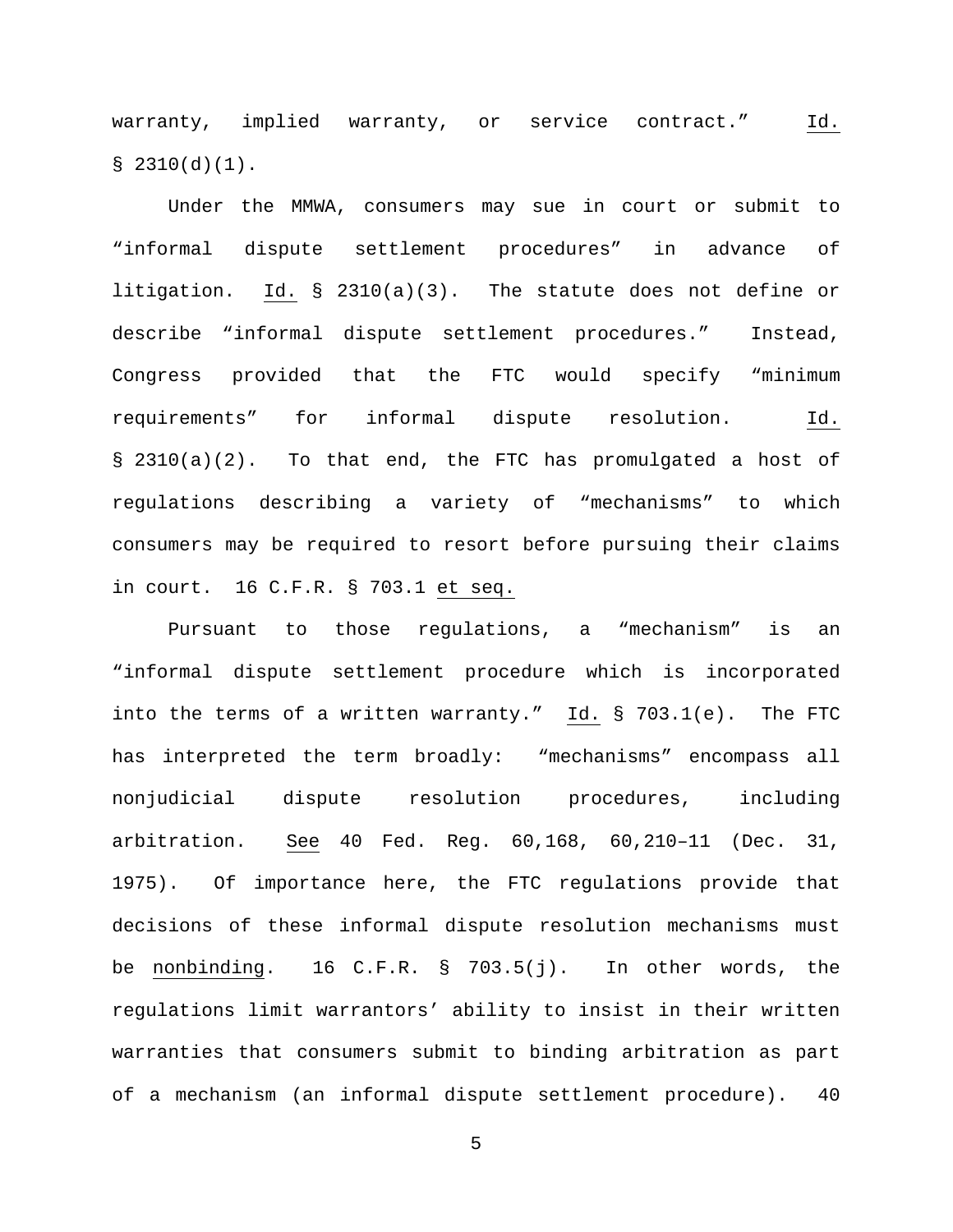warranty, implied warranty, or service contract." Id. § 2310(d)(1).

Under the MMWA, consumers may sue in court or submit to "informal dispute settlement procedures" in advance of litigation. Id. § 2310(a)(3). The statute does not define or describe "informal dispute settlement procedures." Instead, Congress provided that the FTC would specify "minimum requirements" for informal dispute resolution. Id. § 2310(a)(2). To that end, the FTC has promulgated a host of regulations describing a variety of "mechanisms" to which consumers may be required to resort before pursuing their claims in court. 16 C.F.R. § 703.1 et seq.

Pursuant to those regulations, a "mechanism" is an "informal dispute settlement procedure which is incorporated into the terms of a written warranty." Id. § 703.1(e). The FTC has interpreted the term broadly: "mechanisms" encompass all nonjudicial dispute resolution procedures, including arbitration. See 40 Fed. Reg. 60,168, 60,210–11 (Dec. 31, 1975). Of importance here, the FTC regulations provide that decisions of these informal dispute resolution mechanisms must be nonbinding. 16 C.F.R. § 703.5(j). In other words, the regulations limit warrantors' ability to insist in their written warranties that consumers submit to binding arbitration as part of a mechanism (an informal dispute settlement procedure). 40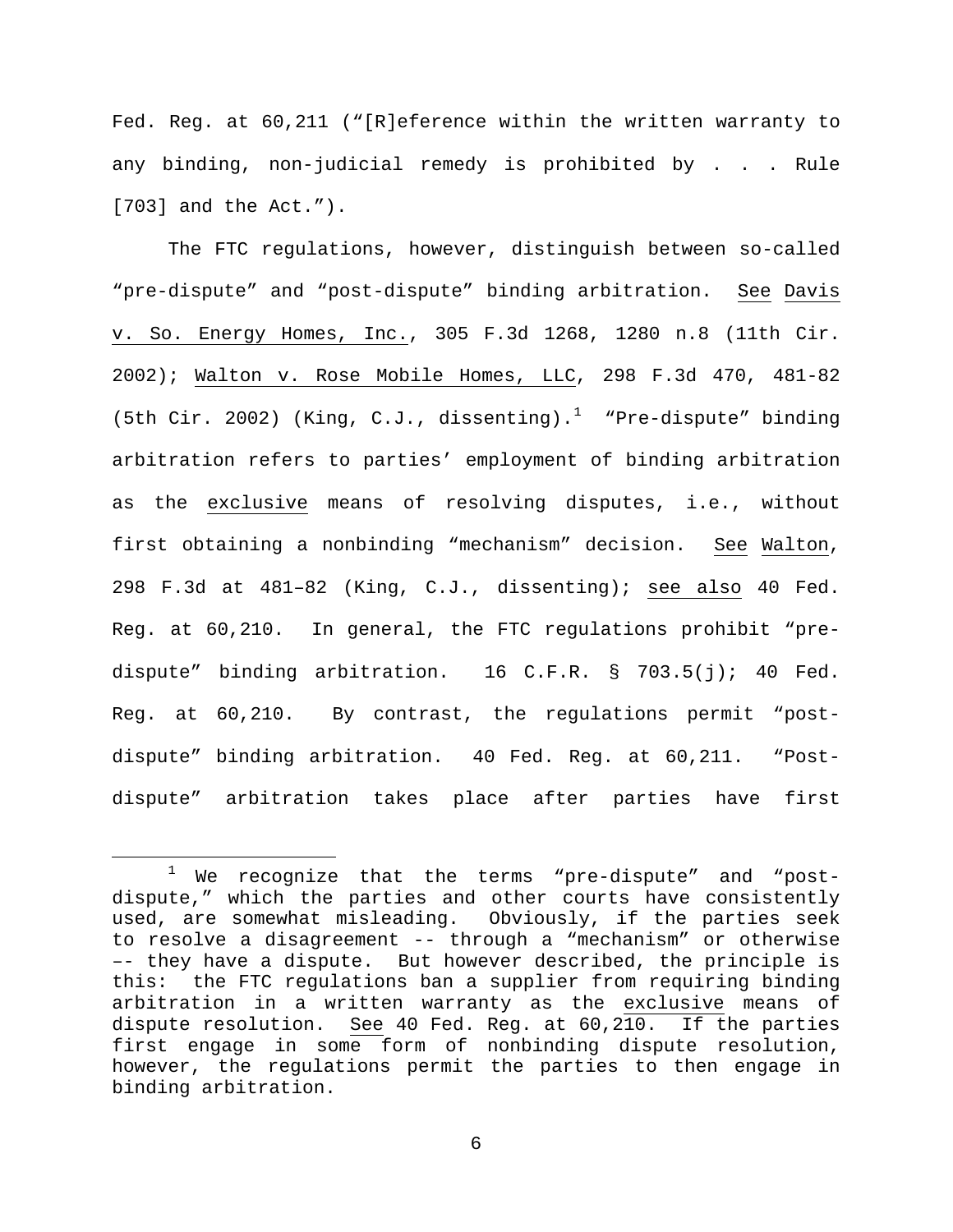Fed. Reg. at 60,211 ("[R]eference within the written warranty to any binding, non-judicial remedy is prohibited by . . . Rule [703] and the Act.").

The FTC regulations, however, distinguish between so-called "pre-dispute" and "post-dispute" binding arbitration. See Davis v. So. Energy Homes, Inc., 305 F.3d 1268, 1280 n.8 (11th Cir. 2002); Walton v. Rose Mobile Homes, LLC, 298 F.3d 470, 481-82 (5th Cir. 2002) (King, C.J., dissenting).[1] "Pre-dispute" binding arbitration refers to parties' employment of binding arbitration as the exclusive means of resolving disputes, i.e., without first obtaining a nonbinding "mechanism" decision. See Walton, 298 F.3d at 481–82 (King, C.J., dissenting); see also 40 Fed. Reg. at 60,210. In general, the FTC regulations prohibit "pre-dispute" binding arbitration. 16 C.F.R. § 703.5(j); 40 Fed. Reg. at 60,210. By contrast, the regulations permit "post-dispute" binding arbitration. 40 Fed. Reg. at 60,211. "Post-dispute" arbitration takes place after parties have first

[1] We recognize that the terms "pre-dispute" and "post-dispute," which the parties and other courts have consistently used, are somewhat misleading. Obviously, if the parties seek to resolve a disagreement -- through a "mechanism" or otherwise –- they have a dispute. But however described, the principle is this: the FTC regulations ban a supplier from requiring binding arbitration in a written warranty as the exclusive means of dispute resolution. See 40 Fed. Reg. at 60,210. If the parties first engage in some form of nonbinding dispute resolution, however, the regulations permit the parties to then engage in binding arbitration.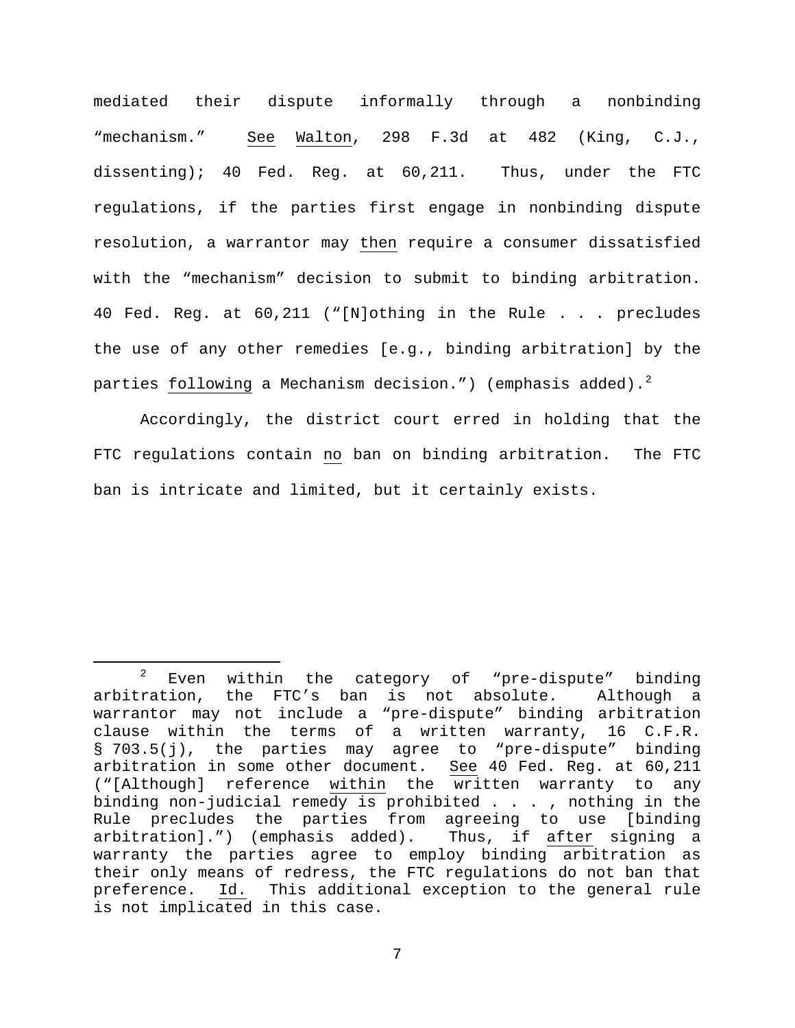mediated their dispute informally through a nonbinding "mechanism." See Walton, 298 F.3d at 482 (King, C.J., dissenting); 40 Fed. Reg. at 60,211. Thus, under the FTC regulations, if the parties first engage in nonbinding dispute resolution, a warrantor may then require a consumer dissatisfied with the "mechanism" decision to submit to binding arbitration. 40 Fed. Reg. at 60,211 ("[N]othing in the Rule . . . precludes the use of any other remedies [e.g., binding arbitration] by the parties following a Mechanism decision.") (emphasis added).[2]

Accordingly, the district court erred in holding that the FTC regulations contain no ban on binding arbitration. The FTC ban is intricate and limited, but it certainly exists.

---

[2] Even within the category of "pre-dispute" binding arbitration, the FTC's ban is not absolute. Although a warrantor may not include a "pre-dispute" binding arbitration clause within the terms of a written warranty, 16 C.F.R. § 703.5(j), the parties may agree to "pre-dispute" binding arbitration in some other document. See 40 Fed. Reg. at 60,211 ("[Although] reference within the written warranty to any binding non-judicial remedy is prohibited . . . , nothing in the Rule precludes the parties from agreeing to use [binding arbitration].") (emphasis added). Thus, if after signing a warranty the parties agree to employ binding arbitration as their only means of redress, the FTC regulations do not ban that preference. Id. This additional exception to the general rule is not implicated in this case.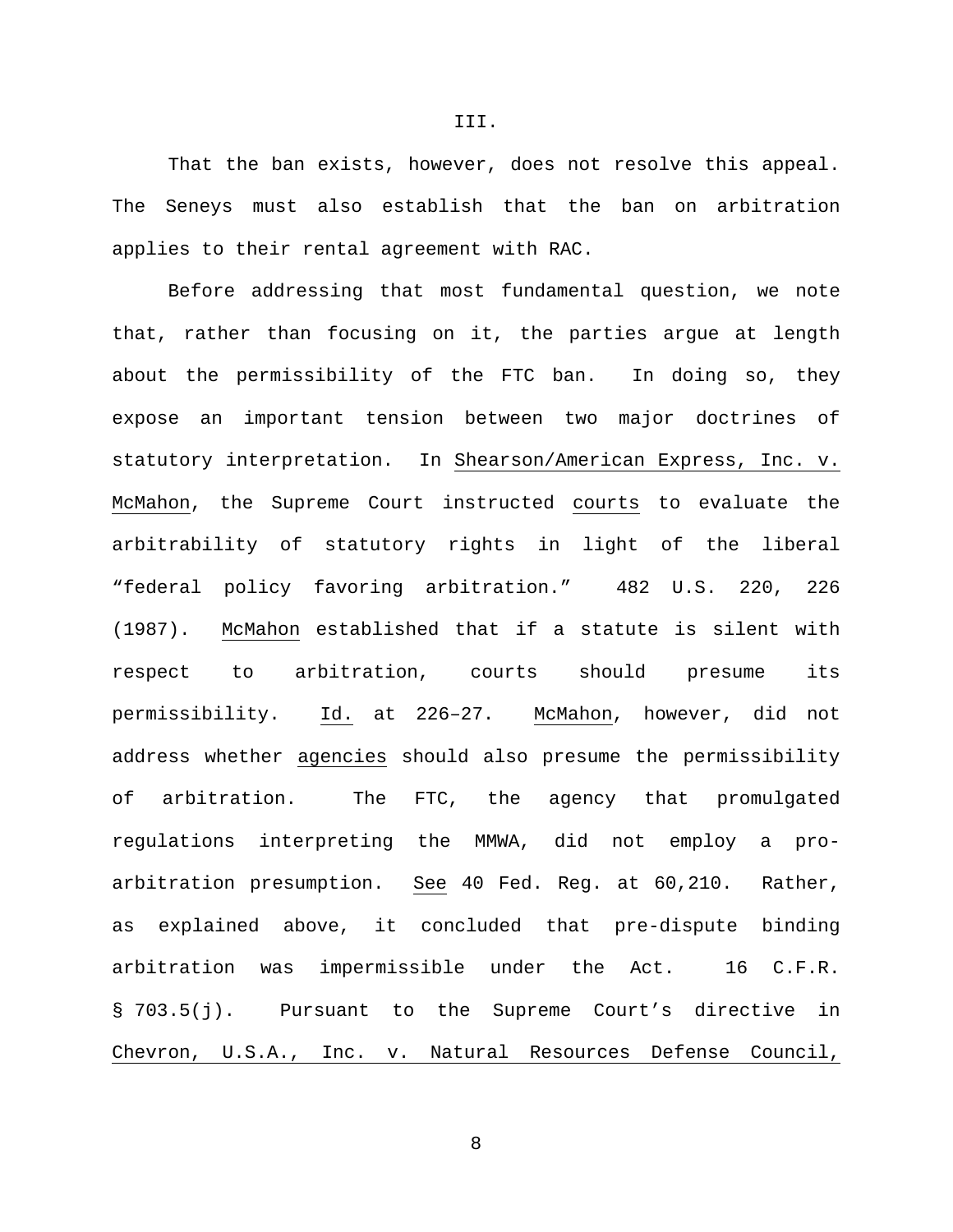III.

That the ban exists, however, does not resolve this appeal. The Seneys must also establish that the ban on arbitration applies to their rental agreement with RAC.

Before addressing that most fundamental question, we note that, rather than focusing on it, the parties argue at length about the permissibility of the FTC ban. In doing so, they expose an important tension between two major doctrines of statutory interpretation. In Shearson/American Express, Inc. v. McMahon, the Supreme Court instructed courts to evaluate the arbitrability of statutory rights in light of the liberal "federal policy favoring arbitration." 482 U.S. 220, 226 (1987). McMahon established that if a statute is silent with respect to arbitration, courts should presume its permissibility. Id. at 226–27. McMahon, however, did not address whether agencies should also presume the permissibility of arbitration. The FTC, the agency that promulgated regulations interpreting the MMWA, did not employ a pro-arbitration presumption. See 40 Fed. Reg. at 60,210. Rather, as explained above, it concluded that pre-dispute binding arbitration was impermissible under the Act. 16 C.F.R. § 703.5(j). Pursuant to the Supreme Court's directive in Chevron, U.S.A., Inc. v. Natural Resources Defense Council,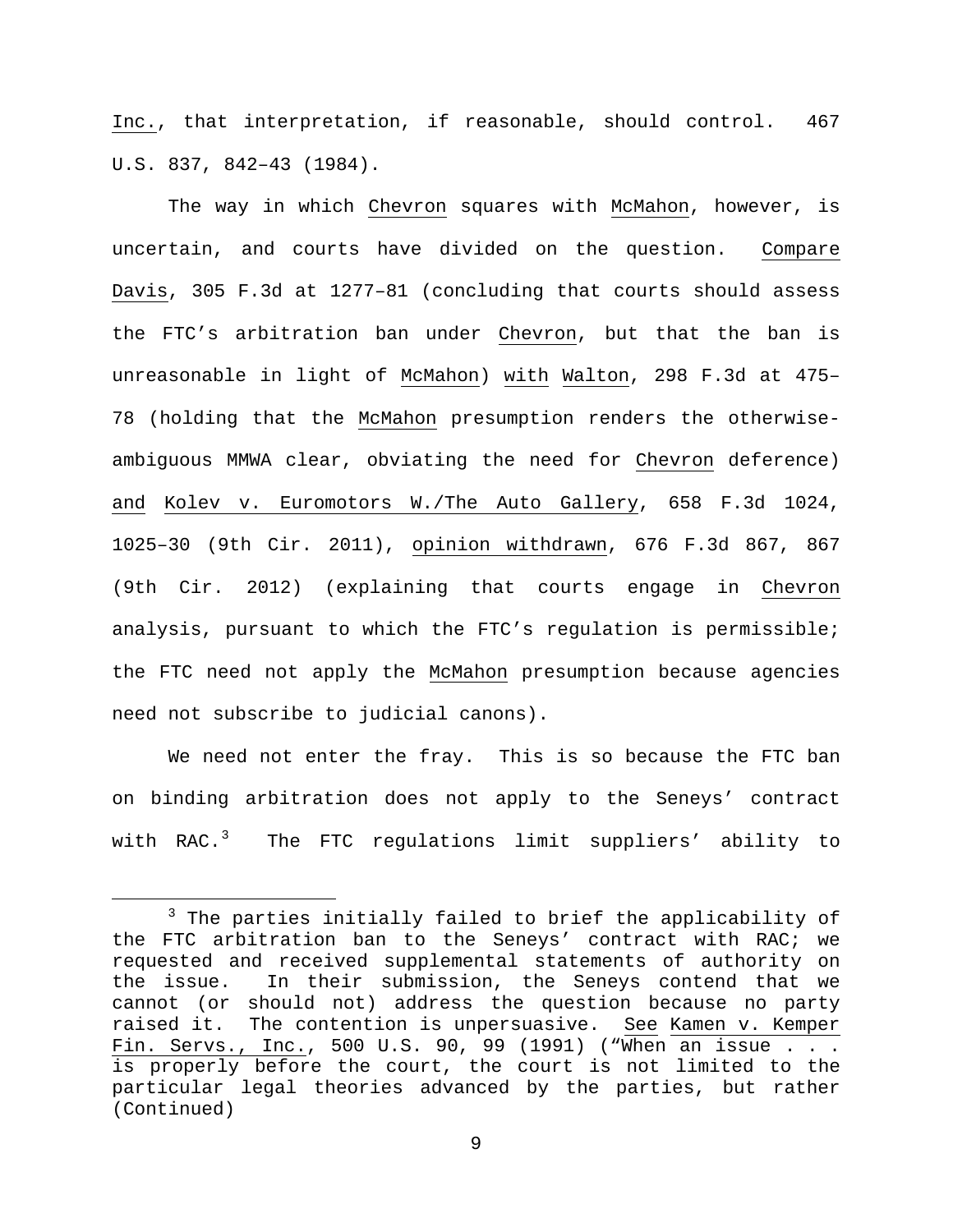Inc., that interpretation, if reasonable, should control. 467 U.S. 837, 842–43 (1984).

The way in which Chevron squares with McMahon, however, is uncertain, and courts have divided on the question. Compare Davis, 305 F.3d at 1277–81 (concluding that courts should assess the FTC's arbitration ban under Chevron, but that the ban is unreasonable in light of McMahon) with Walton, 298 F.3d at 475–78 (holding that the McMahon presumption renders the otherwise-ambiguous MMWA clear, obviating the need for Chevron deference) and Kolev v. Euromotors W./The Auto Gallery, 658 F.3d 1024, 1025–30 (9th Cir. 2011), opinion withdrawn, 676 F.3d 867, 867 (9th Cir. 2012) (explaining that courts engage in Chevron analysis, pursuant to which the FTC's regulation is permissible; the FTC need not apply the McMahon presumption because agencies need not subscribe to judicial canons).

We need not enter the fray. This is so because the FTC ban on binding arbitration does not apply to the Seneys' contract with RAC.[3] The FTC regulations limit suppliers' ability to

[3] The parties initially failed to brief the applicability of the FTC arbitration ban to the Seneys' contract with RAC; we requested and received supplemental statements of authority on the issue. In their submission, the Seneys contend that we cannot (or should not) address the question because no party raised it. The contention is unpersuasive. See Kamen v. Kemper Fin. Servs., Inc., 500 U.S. 90, 99 (1991) ("When an issue . . . is properly before the court, the court is not limited to the particular legal theories advanced by the parties, but rather (Continued)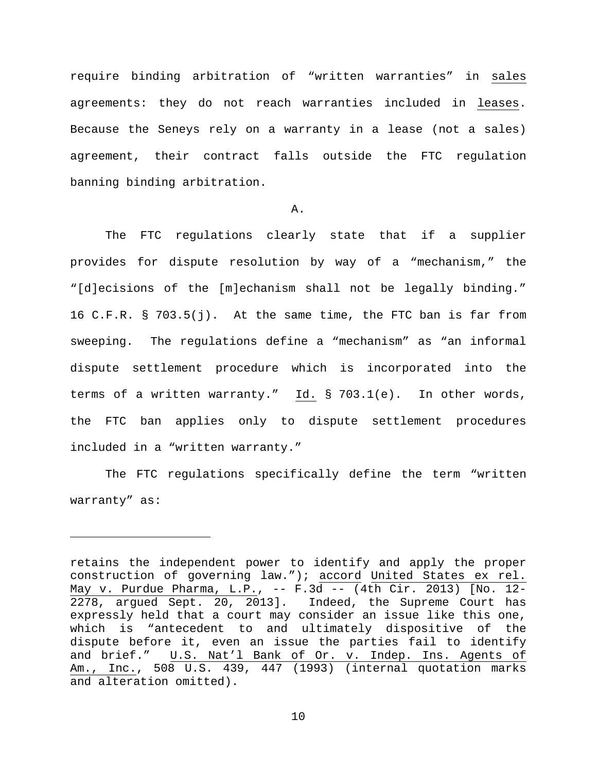require binding arbitration of "written warranties" in sales agreements: they do not reach warranties included in leases. Because the Seneys rely on a warranty in a lease (not a sales) agreement, their contract falls outside the FTC regulation banning binding arbitration.

A.

The FTC regulations clearly state that if a supplier provides for dispute resolution by way of a "mechanism," the "[d]ecisions of the [m]echanism shall not be legally binding." 16 C.F.R. § 703.5(j). At the same time, the FTC ban is far from sweeping. The regulations define a "mechanism" as "an informal dispute settlement procedure which is incorporated into the terms of a written warranty." Id. § 703.1(e). In other words, the FTC ban applies only to dispute settlement procedures included in a "written warranty."

The FTC regulations specifically define the term "written warranty" as:

---

retains the independent power to identify and apply the proper construction of governing law."); accord United States ex rel. May v. Purdue Pharma, L.P., -- F.3d -- (4th Cir. 2013) [No. 12-2278, argued Sept. 20, 2013]. Indeed, the Supreme Court has expressly held that a court may consider an issue like this one, which is "antecedent to and ultimately dispositive of the dispute before it, even an issue the parties fail to identify and brief." U.S. Nat'l Bank of Or. v. Indep. Ins. Agents of Am., Inc., 508 U.S. 439, 447 (1993) (internal quotation marks and alteration omitted).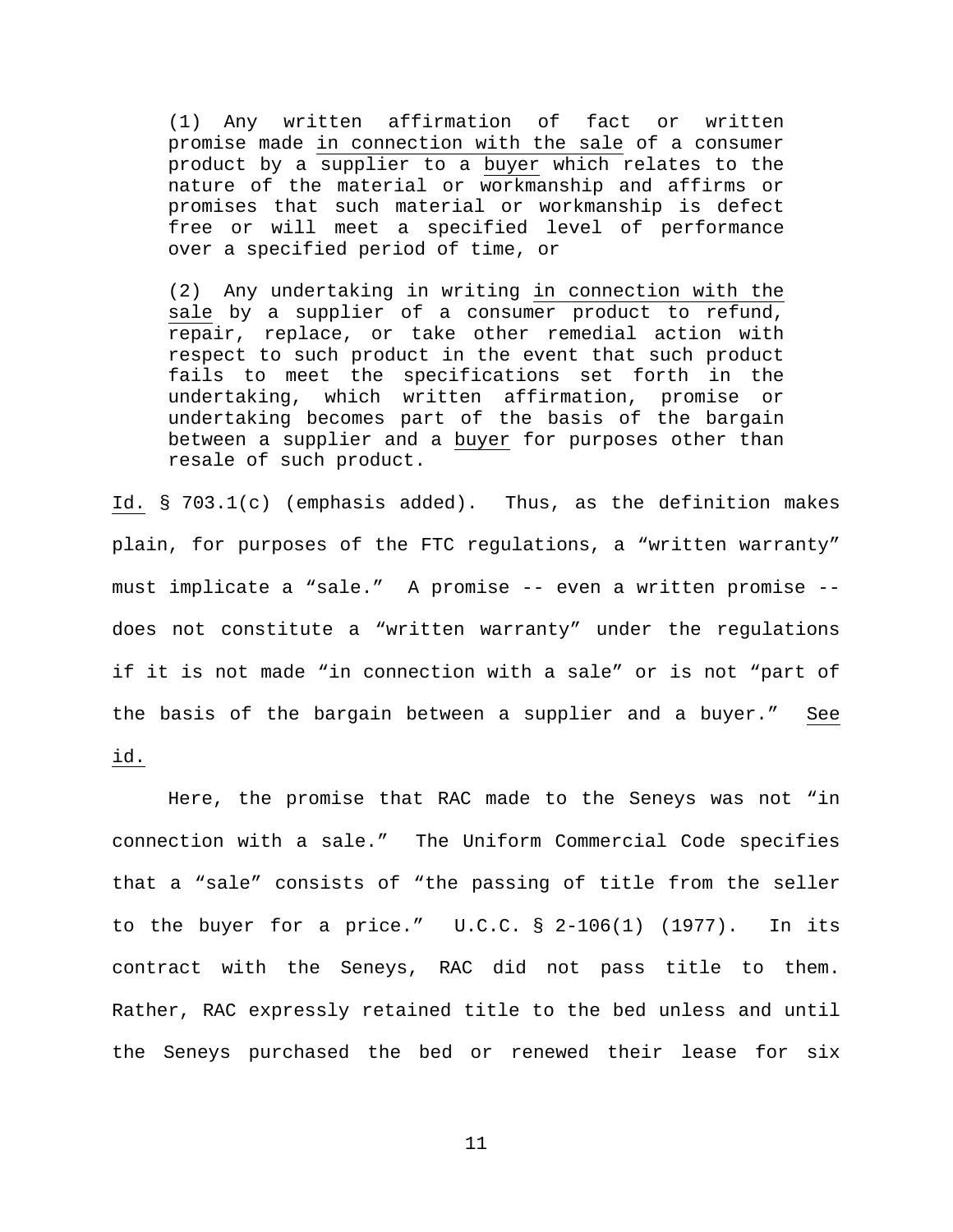> (1) Any written affirmation of fact or written promise made <u>in connection with the sale</u> of a consumer product by a <u>supplier to a buyer</u> which relates to the nature of the material or workmanship and affirms or promises that such material or workmanship is defect free or will meet a specified level of performance over a specified period of time, or
>
> (2) Any undertaking in writing <u>in connection with the sale</u> by a supplier of a consumer product to refund, repair, replace, or take other remedial action with respect to such product in the event that such product fails to meet the specifications set forth in the undertaking, which written affirmation, promise or undertaking becomes part of the basis of the bargain between a supplier and a <u>buyer</u> for purposes other than resale of such product.

<u>Id.</u> § 703.1(c) (emphasis added). Thus, as the definition makes plain, for purposes of the FTC regulations, a "written warranty" must implicate a "sale." A promise -- even a written promise -- does not constitute a "written warranty" under the regulations if it is not made "in connection with a sale" or is not "part of the basis of the bargain between a supplier and a buyer." <u>See id.</u>

Here, the promise that RAC made to the Seneys was not "in connection with a sale." The Uniform Commercial Code specifies that a "sale" consists of "the passing of title from the seller to the buyer for a price." U.C.C. § 2-106(1) (1977). In its contract with the Seneys, RAC did not pass title to them. Rather, RAC expressly retained title to the bed unless and until the Seneys purchased the bed or renewed their lease for six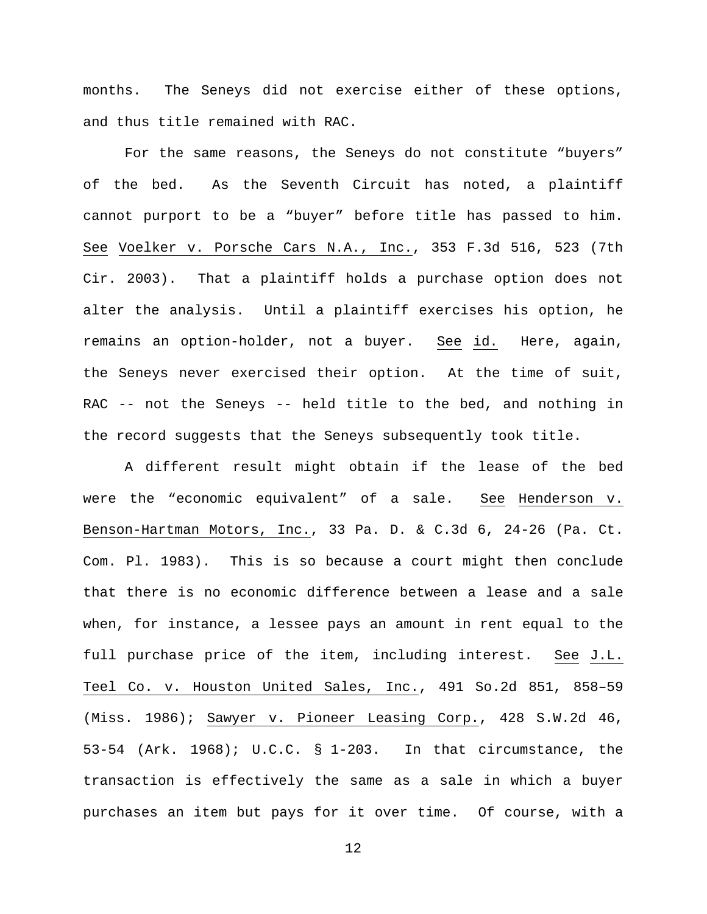months. The Seneys did not exercise either of these options, and thus title remained with RAC.

For the same reasons, the Seneys do not constitute "buyers" of the bed. As the Seventh Circuit has noted, a plaintiff cannot purport to be a "buyer" before title has passed to him. See Voelker v. Porsche Cars N.A., Inc., 353 F.3d 516, 523 (7th Cir. 2003). That a plaintiff holds a purchase option does not alter the analysis. Until a plaintiff exercises his option, he remains an option-holder, not a buyer. See id. Here, again, the Seneys never exercised their option. At the time of suit, RAC -- not the Seneys -- held title to the bed, and nothing in the record suggests that the Seneys subsequently took title.

A different result might obtain if the lease of the bed were the "economic equivalent" of a sale. See Henderson v. Benson-Hartman Motors, Inc., 33 Pa. D. & C.3d 6, 24-26 (Pa. Ct. Com. Pl. 1983). This is so because a court might then conclude that there is no economic difference between a lease and a sale when, for instance, a lessee pays an amount in rent equal to the full purchase price of the item, including interest. See J.L. Teel Co. v. Houston United Sales, Inc., 491 So.2d 851, 858–59 (Miss. 1986); Sawyer v. Pioneer Leasing Corp., 428 S.W.2d 46, 53-54 (Ark. 1968); U.C.C. § 1-203. In that circumstance, the transaction is effectively the same as a sale in which a buyer purchases an item but pays for it over time. Of course, with a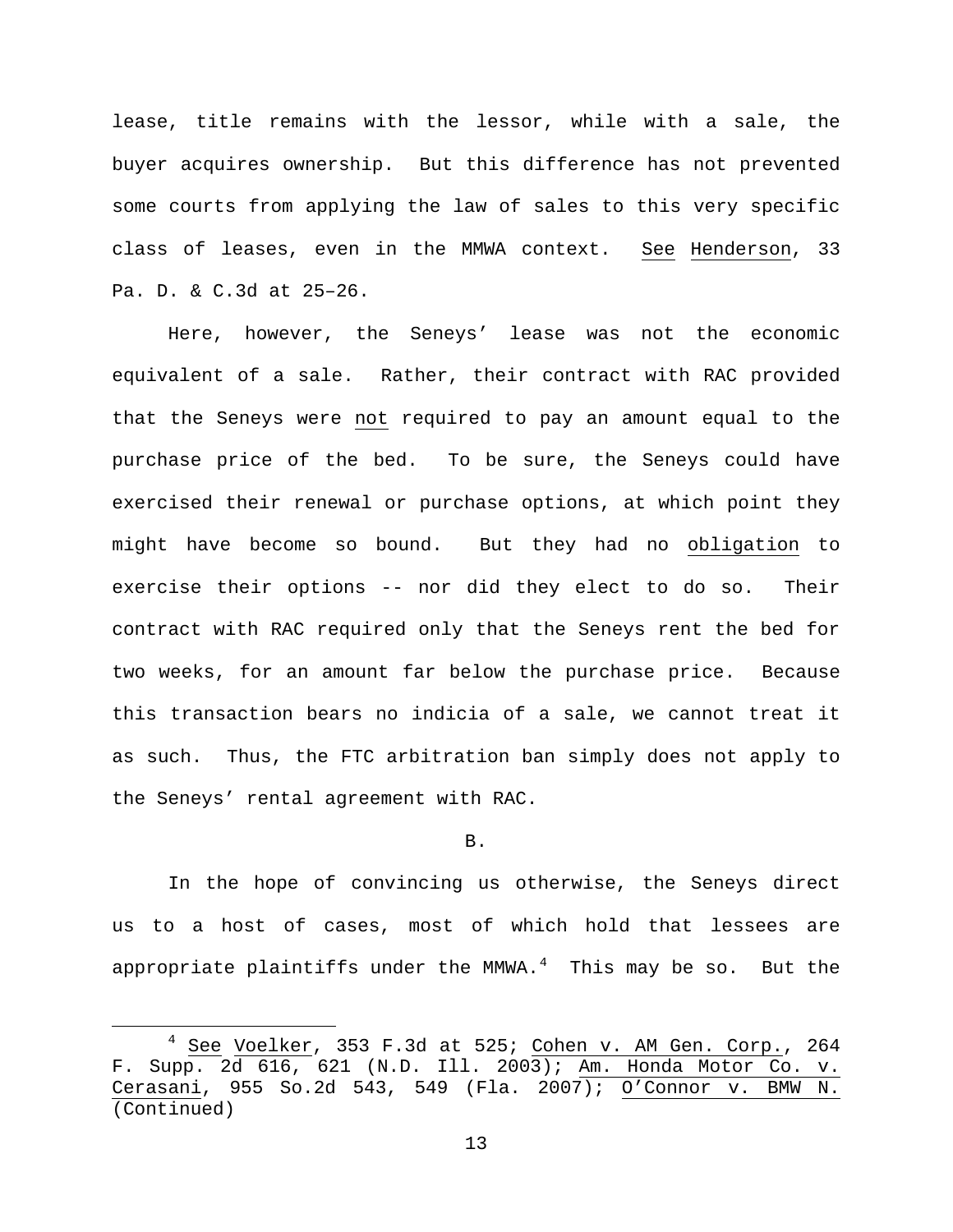lease, title remains with the lessor, while with a sale, the buyer acquires ownership. But this difference has not prevented some courts from applying the law of sales to this very specific class of leases, even in the MMWA context. See Henderson, 33 Pa. D. & C.3d at 25–26.

Here, however, the Seneys' lease was not the economic equivalent of a sale. Rather, their contract with RAC provided that the Seneys were not required to pay an amount equal to the purchase price of the bed. To be sure, the Seneys could have exercised their renewal or purchase options, at which point they might have become so bound. But they had no obligation to exercise their options -- nor did they elect to do so. Their contract with RAC required only that the Seneys rent the bed for two weeks, for an amount far below the purchase price. Because this transaction bears no indicia of a sale, we cannot treat it as such. Thus, the FTC arbitration ban simply does not apply to the Seneys' rental agreement with RAC.

B.

In the hope of convincing us otherwise, the Seneys direct us to a host of cases, most of which hold that lessees are appropriate plaintiffs under the MMWA.[4] This may be so. But the

[4] See Voelker, 353 F.3d at 525; Cohen v. AM Gen. Corp., 264 F. Supp. 2d 616, 621 (N.D. Ill. 2003); Am. Honda Motor Co. v. Cerasani, 955 So.2d 543, 549 (Fla. 2007); O'Connor v. BMW N. (Continued)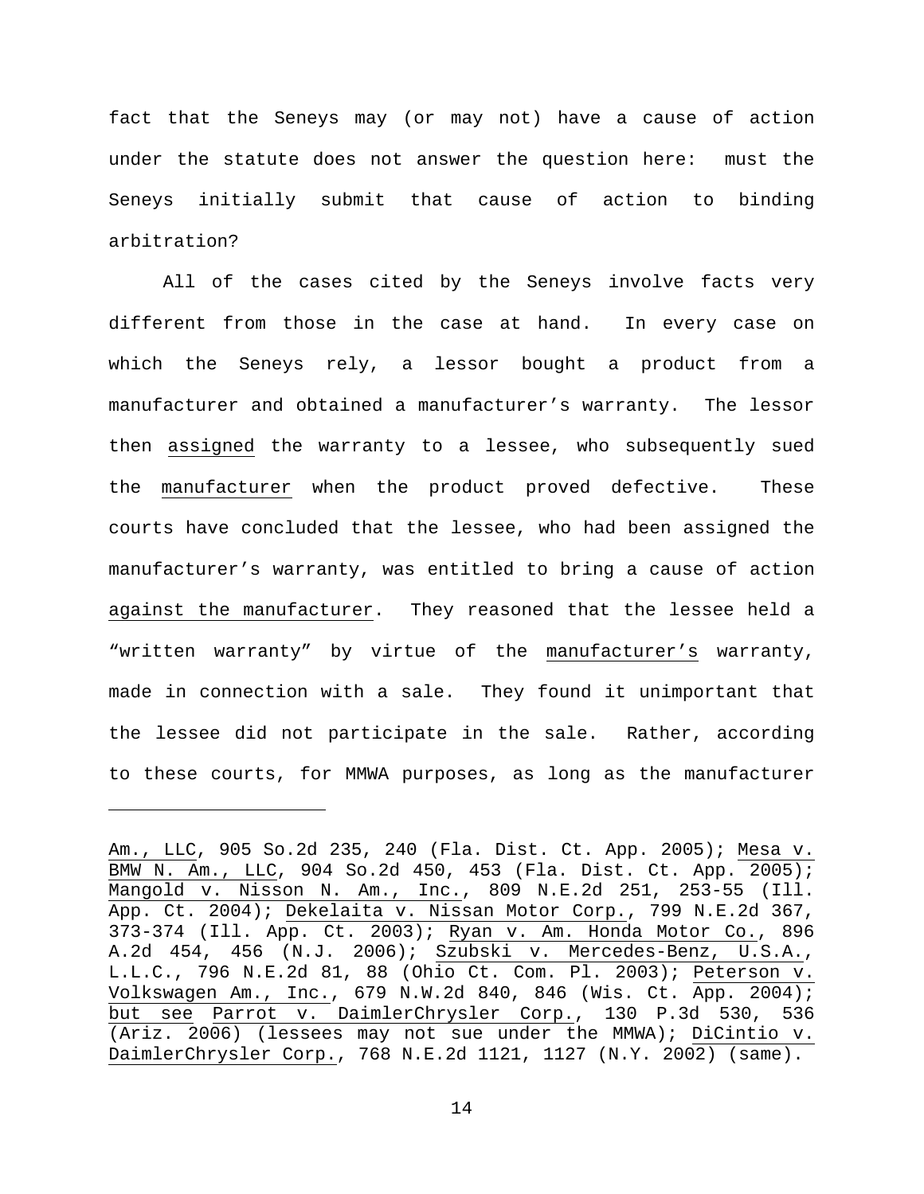fact that the Seneys may (or may not) have a cause of action under the statute does not answer the question here: must the Seneys initially submit that cause of action to binding arbitration?

All of the cases cited by the Seneys involve facts very different from those in the case at hand. In every case on which the Seneys rely, a lessor bought a product from a manufacturer and obtained a manufacturer's warranty. The lessor then <u>assigned</u> the warranty to a lessee, who subsequently sued the <u>manufacturer</u> when the product proved defective. These courts have concluded that the lessee, who had been assigned the manufacturer's warranty, was entitled to bring a cause of action <u>against the manufacturer</u>. They reasoned that the lessee held a "written warranty" by virtue of the <u>manufacturer's</u> warranty, made in connection with a sale. They found it unimportant that the lessee did not participate in the sale. Rather, according to these courts, for MMWA purposes, as long as the manufacturer

---

<u>Am., LLC</u>, 905 So.2d 235, 240 (Fla. Dist. Ct. App. 2005); <u>Mesa v. BMW N. Am., LLC</u>, 904 So.2d 450, 453 (Fla. Dist. Ct. App. 2005); <u>Mangold v. Nisson N. Am., Inc.</u>, 809 N.E.2d 251, 253-55 (Ill. App. Ct. 2004); <u>Dekelaita v. Nissan Motor Corp.</u>, 799 N.E.2d 367, 373-374 (Ill. App. Ct. 2003); <u>Ryan v. Am. Honda Motor Co.</u>, 896 A.2d 454, 456 (N.J. 2006); <u>Szubski v. Mercedes-Benz, U.S.A., L.L.C.</u>, 796 N.E.2d 81, 88 (Ohio Ct. Com. Pl. 2003); <u>Peterson v. Volkswagen Am., Inc.</u>, 679 N.W.2d 840, 846 (Wis. Ct. App. 2004); <u>but see</u> <u>Parrot v. DaimlerChrysler Corp.</u>, 130 P.3d 530, 536 (Ariz. 2006) (lessees may not sue under the MMWA); <u>DiCintio v. DaimlerChrysler Corp.</u>, 768 N.E.2d 1121, 1127 (N.Y. 2002) (same).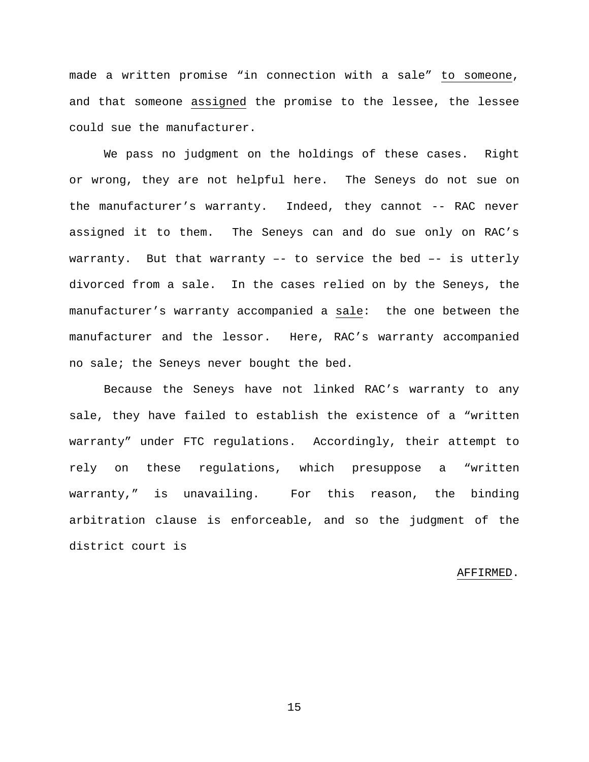made a written promise "in connection with a sale" <u>to someone</u>, and that someone <u>assigned</u> the promise to the lessee, the lessee could sue the manufacturer.

We pass no judgment on the holdings of these cases. Right or wrong, they are not helpful here. The Seneys do not sue on the manufacturer's warranty. Indeed, they cannot -- RAC never assigned it to them. The Seneys can and do sue only on RAC's warranty. But that warranty –- to service the bed –- is utterly divorced from a sale. In the cases relied on by the Seneys, the manufacturer's warranty accompanied a <u>sale</u>: the one between the manufacturer and the lessor. Here, RAC's warranty accompanied no sale; the Seneys never bought the bed.

Because the Seneys have not linked RAC's warranty to any sale, they have failed to establish the existence of a "written warranty" under FTC regulations. Accordingly, their attempt to rely on these regulations, which presuppose a "written warranty," is unavailing. For this reason, the binding arbitration clause is enforceable, and so the judgment of the district court is

<u>AFFIRMED</u>.